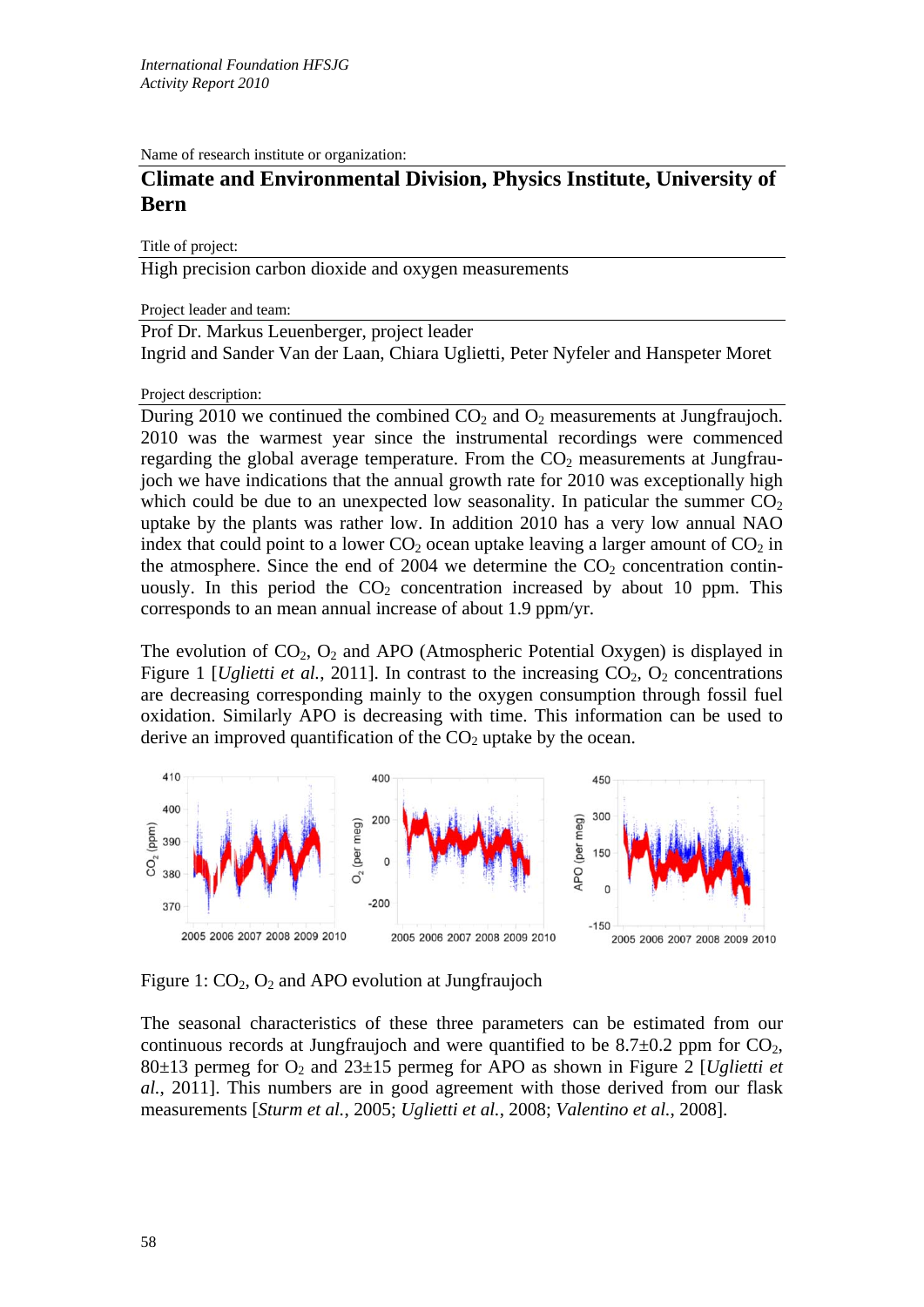*International Foundation HFSJG*
*Activity Report 2010*

Name of research institute or organization:

## Climate and Environmental Division, Physics Institute, University of Bern

Title of project:

High precision carbon dioxide and oxygen measurements

Project leader and team:

Prof Dr. Markus Leuenberger, project leader
Ingrid and Sander Van der Laan, Chiara Uglietti, Peter Nyfeler and Hanspeter Moret

Project description:

During 2010 we continued the combined $CO_2$ and $O_2$ measurements at Jungfraujoch. 2010 was the warmest year since the instrumental recordings were commenced regarding the global average temperature. From the $CO_2$ measurements at Jungfraujoch we have indications that the annual growth rate for 2010 was exceptionally high which could be due to an unexpected low seasonality. In particular the summer $CO_2$ uptake by the plants was rather low. In addition 2010 has a very low annual NAO index that could point to a lower $CO_2$ ocean uptake leaving a larger amount of $CO_2$ in the atmosphere. Since the end of 2004 we determine the $CO_2$ concentration continuously. In this period the $CO_2$ concentration increased by about 10 ppm. This corresponds to an mean annual increase of about 1.9 ppm/yr.

The evolution of $CO_2$, $O_2$ and APO (Atmospheric Potential Oxygen) is displayed in Figure 1 [*Uglietti et al.*, 2011]. In contrast to the increasing $CO_2$, $O_2$ concentrations are decreasing corresponding mainly to the oxygen consumption through fossil fuel oxidation. Similarly APO is decreasing with time. This information can be used to derive an improved quantification of the $CO_2$ uptake by the ocean.

Figure 1: $CO_2$, $O_2$ and APO evolution at Jungfraujoch

The seasonal characteristics of these three parameters can be estimated from our continuous records at Jungfraujoch and were quantified to be 8.7±0.2 ppm for $CO_2$, 80±13 permeg for $O_2$ and 23±15 permeg for APO as shown in Figure 2 [*Uglietti et al.*, 2011]. This numbers are in good agreement with those derived from our flask measurements [*Sturm et al.*, 2005; *Uglietti et al.*, 2008; *Valentino et al.*, 2008].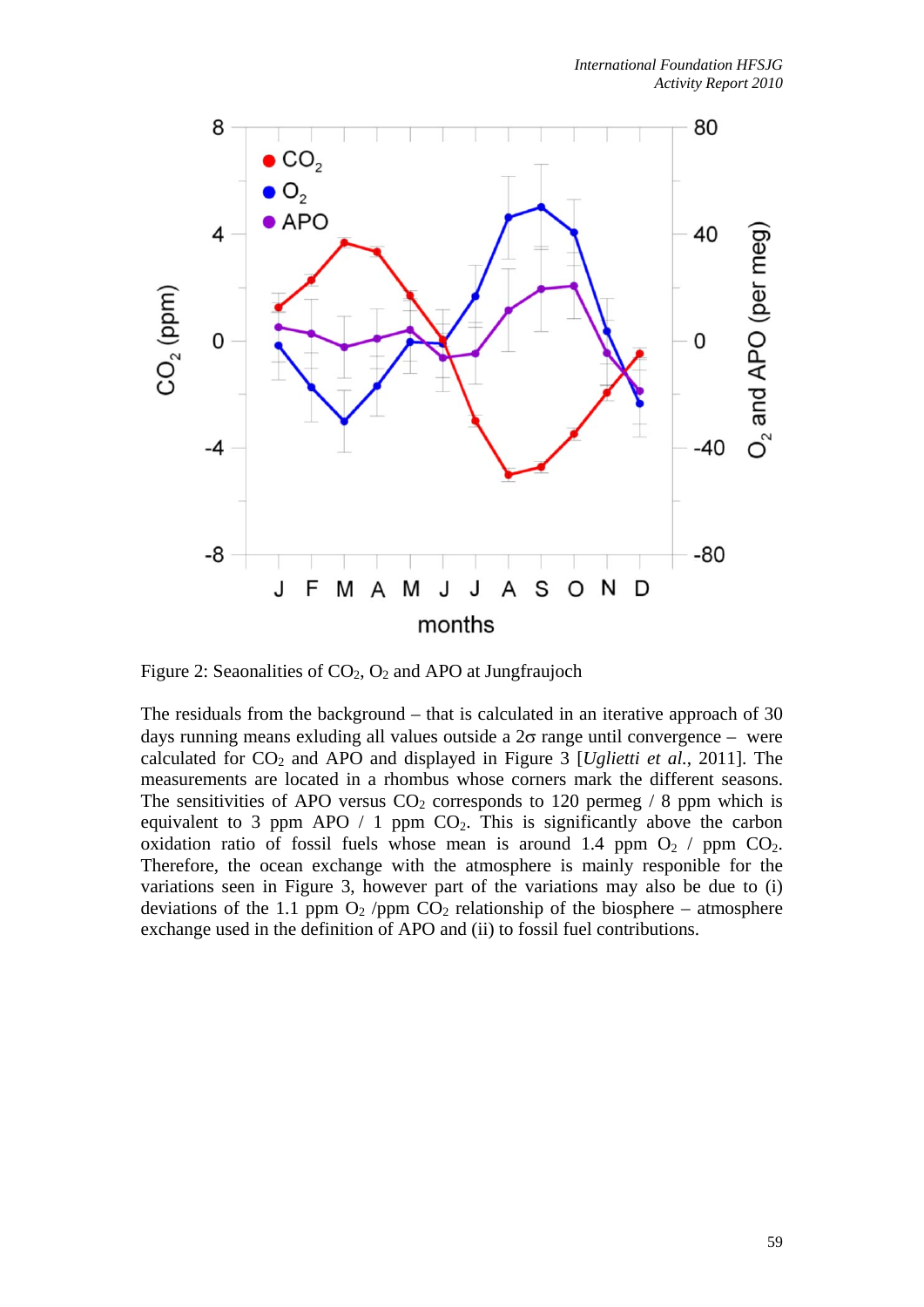Figure 2: Seaonalities of $CO_2$, $O_2$ and APO at Jungfraujoch

The residuals from the background – that is calculated in an iterative approach of 30 days running means exluding all values outside a $2\sigma$ range until convergence – were calculated for $CO_2$ and APO and displayed in Figure 3 [*Uglietti et al.*, 2011]. The measurements are located in a rhombus whose corners mark the different seasons. The sensitivities of APO versus $CO_2$ corresponds to 120 permeg / 8 ppm which is equivalent to 3 ppm APO / 1 ppm $CO_2$. This is significantly above the carbon oxidation ratio of fossil fuels whose mean is around 1.4 ppm $O_2$ / ppm $CO_2$. Therefore, the ocean exchange with the atmosphere is mainly responible for the variations seen in Figure 3, however part of the variations may also be due to (i) deviations of the 1.1 ppm $O_2$ /ppm $CO_2$ relationship of the biosphere – atmosphere exchange used in the definition of APO and (ii) to fossil fuel contributions.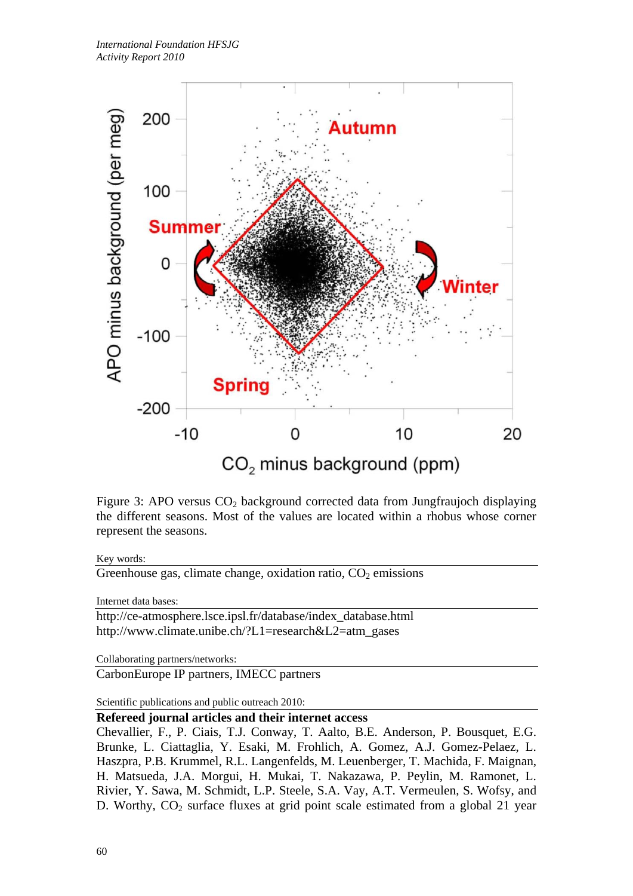Figure 3: APO versus $CO_2$ background corrected data from Jungfraujoch displaying the different seasons. Most of the values are located within a rhobus whose corner represent the seasons.

Key words:

Greenhouse gas, climate change, oxidation ratio, $CO_2$ emissions

Internet data bases:

http://ce-atmosphere.lsce.ipsl.fr/database/index_database.html
http://www.climate.unibe.ch/?L1=research&L2=atm_gases

Collaborating partners/networks:

CarbonEurope IP partners, IMECC partners

Scientific publications and public outreach 2010:

**Refereed journal articles and their internet access**

Chevallier, F., P. Ciais, T.J. Conway, T. Aalto, B.E. Anderson, P. Bousquet, E.G. Brunke, L. Ciattaglia, Y. Esaki, M. Frohlich, A. Gomez, A.J. Gomez-Pelaez, L. Haszpra, P.B. Krummel, R.L. Langenfelds, M. Leuenberger, T. Machida, F. Maignan, H. Matsueda, J.A. Morgui, H. Mukai, T. Nakazawa, P. Peylin, M. Ramonet, L. Rivier, Y. Sawa, M. Schmidt, L.P. Steele, S.A. Vay, A.T. Vermeulen, S. Wofsy, and D. Worthy, $CO_2$ surface fluxes at grid point scale estimated from a global 21 year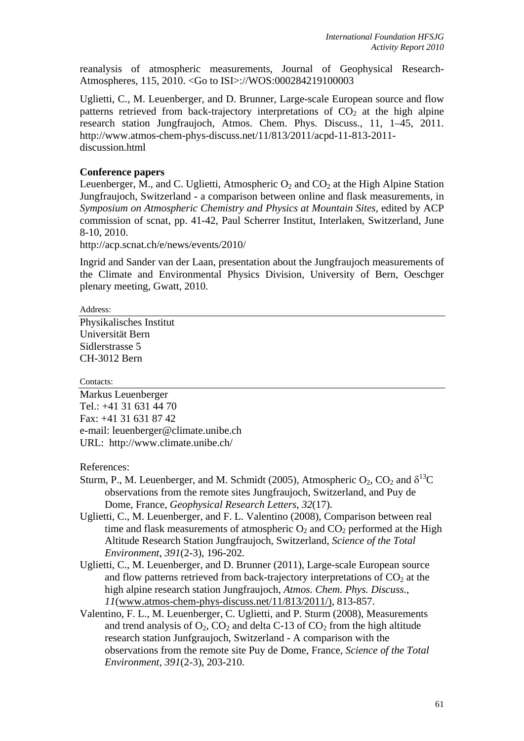reanalysis of atmospheric measurements, Journal of Geophysical Research-Atmospheres, 115, 2010. <Go to ISI>://WOS:000284219100003

Uglietti, C., M. Leuenberger, and D. Brunner, Large-scale European source and flow patterns retrieved from back-trajectory interpretations of $CO_2$ at the high alpine research station Jungfraujoch, Atmos. Chem. Phys. Discuss., 11, 1–45, 2011. http://www.atmos-chem-phys-discuss.net/11/813/2011/acpd-11-813-2011-discussion.html

**Conference papers**

Leuenberger, M., and C. Uglietti, Atmospheric $O_2$ and $CO_2$ at the High Alpine Station Jungfraujoch, Switzerland - a comparison between online and flask measurements, in *Symposium on Atmospheric Chemistry and Physics at Mountain Sites*, edited by ACP commission of scnat, pp. 41-42, Paul Scherrer Institut, Interlaken, Switzerland, June 8-10, 2010.
http://acp.scnat.ch/e/news/events/2010/

Ingrid and Sander van der Laan, presentation about the Jungfraujoch measurements of the Climate and Environmental Physics Division, University of Bern, Oeschger plenary meeting, Gwatt, 2010.

Address:

Physikalisches Institut
Universität Bern
Sidlerstrasse 5
CH-3012 Bern

Contacts:

Markus Leuenberger
Tel.: +41 31 631 44 70
Fax: +41 31 631 87 42
e-mail: leuenberger@climate.unibe.ch
URL: http://www.climate.unibe.ch/

References:

Sturm, P., M. Leuenberger, and M. Schmidt (2005), Atmospheric $O_2$, $CO_2$ and $\delta^{13}C$ observations from the remote sites Jungfraujoch, Switzerland, and Puy de Dome, France, *Geophysical Research Letters*, *32*(17).

Uglietti, C., M. Leuenberger, and F. L. Valentino (2008), Comparison between real time and flask measurements of atmospheric $O_2$ and $CO_2$ performed at the High Altitude Research Station Jungfraujoch, Switzerland, *Science of the Total Environment*, *391*(2-3), 196-202.

Uglietti, C., M. Leuenberger, and D. Brunner (2011), Large-scale European source and flow patterns retrieved from back-trajectory interpretations of $CO_2$ at the high alpine research station Jungfraujoch, *Atmos. Chem. Phys. Discuss.*, *11*(www.atmos-chem-phys-discuss.net/11/813/2011/), 813-857.

Valentino, F. L., M. Leuenberger, C. Uglietti, and P. Sturm (2008), Measurements and trend analysis of $O_2$, $CO_2$ and delta C-13 of $CO_2$ from the high altitude research station Junfgraujoch, Switzerland - A comparison with the observations from the remote site Puy de Dome, France, *Science of the Total Environment*, *391*(2-3), 203-210.